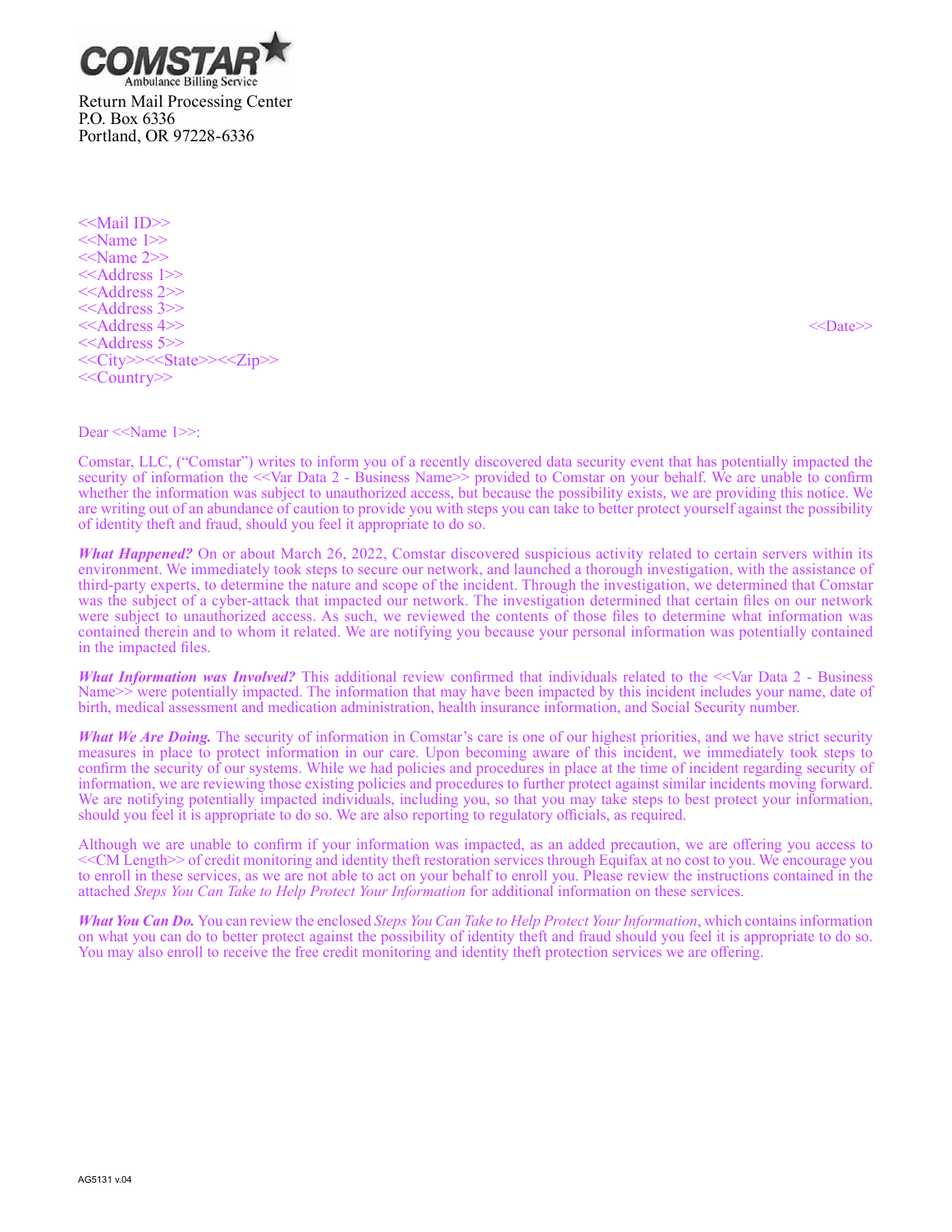COMSTAR
Ambulance Billing Service

Return Mail Processing Center
P.O. Box 6336
Portland, OR 97228-6336

<<Mail ID>>
<<Name 1>>
<<Name 2>>
<<Address 1>>
<<Address 2>>
<<Address 3>>
<<Address 4>>
<<Address 5>>
<<City>><<State>><<Zip>>
<<Country>>

<<Date>>

Dear <<Name 1>>:

Comstar, LLC, ("Comstar") writes to inform you of a recently discovered data security event that has potentially impacted the security of information the <<Var Data 2 - Business Name>> provided to Comstar on your behalf. We are unable to confirm whether the information was subject to unauthorized access, but because the possibility exists, we are providing this notice. We are writing out of an abundance of caution to provide you with steps you can take to better protect yourself against the possibility of identity theft and fraud, should you feel it appropriate to do so.

***What Happened?*** On or about March 26, 2022, Comstar discovered suspicious activity related to certain servers within its environment. We immediately took steps to secure our network, and launched a thorough investigation, with the assistance of third-party experts, to determine the nature and scope of the incident. Through the investigation, we determined that Comstar was the subject of a cyber-attack that impacted our network. The investigation determined that certain files on our network were subject to unauthorized access. As such, we reviewed the contents of those files to determine what information was contained therein and to whom it related. We are notifying you because your personal information was potentially contained in the impacted files.

***What Information was Involved?*** This additional review confirmed that individuals related to the <<Var Data 2 - Business Name>> were potentially impacted. The information that may have been impacted by this incident includes your name, date of birth, medical assessment and medication administration, health insurance information, and Social Security number.

***What We Are Doing.*** The security of information in Comstar's care is one of our highest priorities, and we have strict security measures in place to protect information in our care. Upon becoming aware of this incident, we immediately took steps to confirm the security of our systems. While we had policies and procedures in place at the time of incident regarding security of information, we are reviewing those existing policies and procedures to further protect against similar incidents moving forward. We are notifying potentially impacted individuals, including you, so that you may take steps to best protect your information, should you feel it is appropriate to do so. We are also reporting to regulatory officials, as required.

Although we are unable to confirm if your information was impacted, as an added precaution, we are offering you access to <<CM Length>> of credit monitoring and identity theft restoration services through Equifax at no cost to you. We encourage you to enroll in these services, as we are not able to act on your behalf to enroll you. Please review the instructions contained in the attached *Steps You Can Take to Help Protect Your Information* for additional information on these services.

***What You Can Do.*** You can review the enclosed *Steps You Can Take to Help Protect Your Information*, which contains information on what you can do to better protect against the possibility of identity theft and fraud should you feel it is appropriate to do so. You may also enroll to receive the free credit monitoring and identity theft protection services we are offering.

AG5131 v.04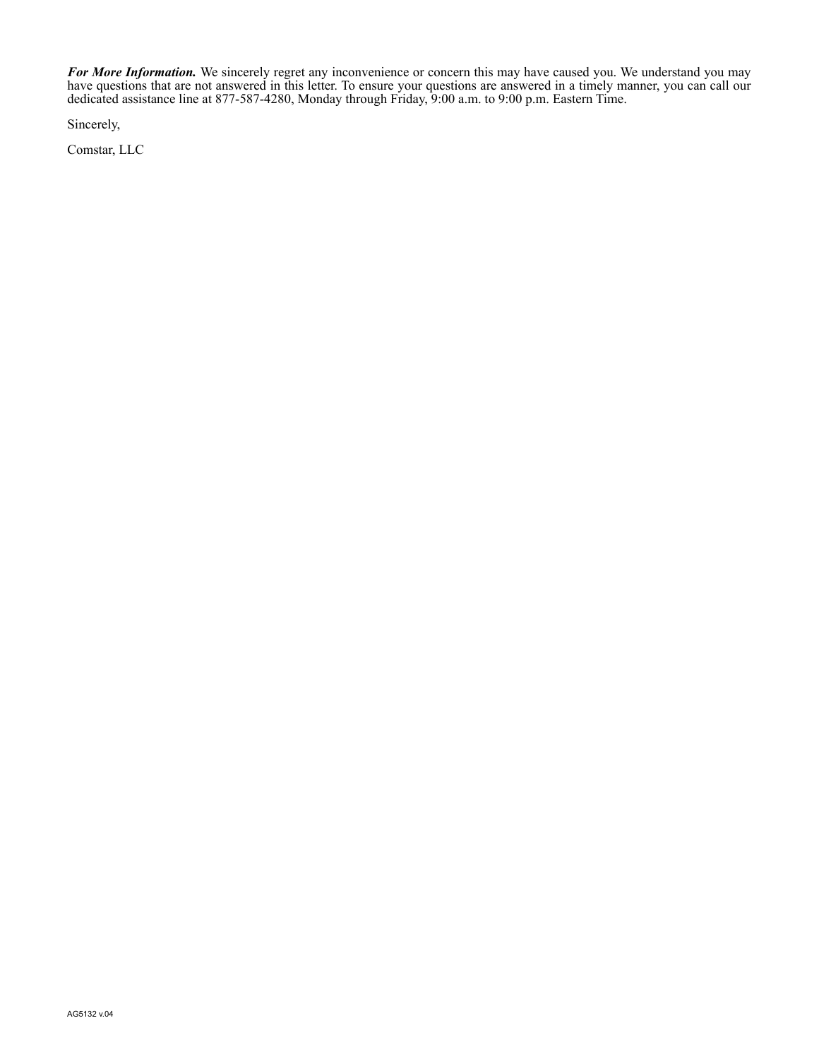***For More Information.*** We sincerely regret any inconvenience or concern this may have caused you. We understand you may have questions that are not answered in this letter. To ensure your questions are answered in a timely manner, you can call our dedicated assistance line at 877-587-4280, Monday through Friday, 9:00 a.m. to 9:00 p.m. Eastern Time.

Sincerely,

Comstar, LLC

AG5132 v.04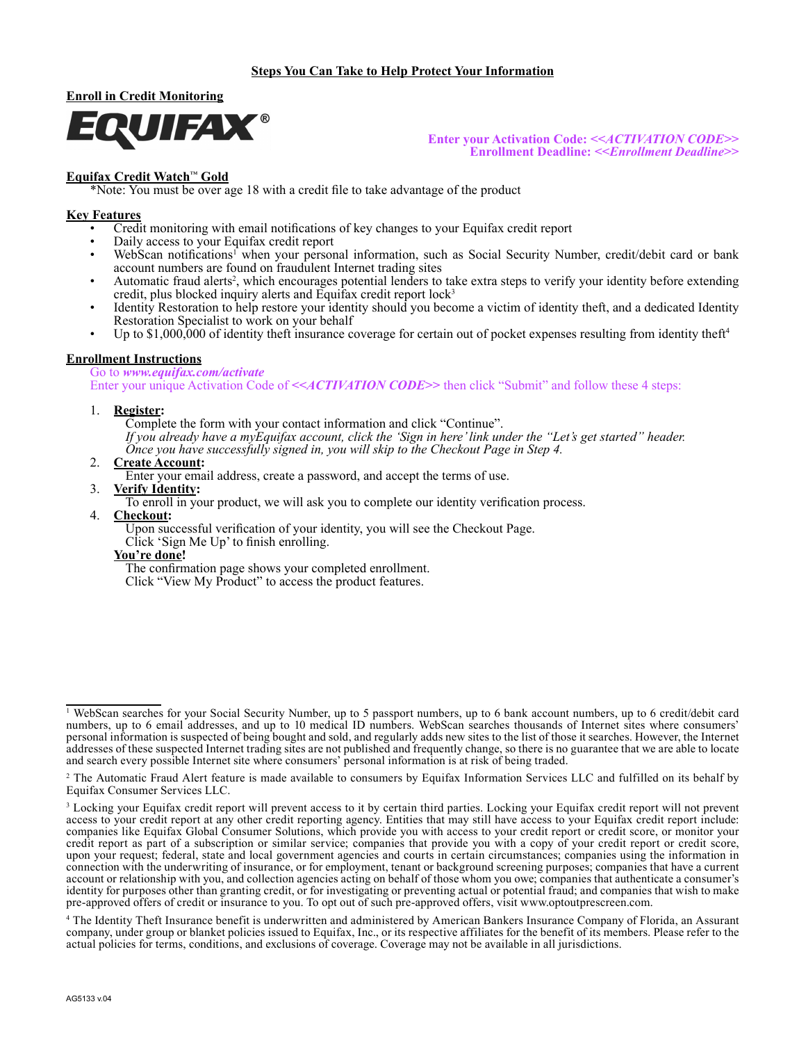## Steps You Can Take to Help Protect Your Information

### Enroll in Credit Monitoring

EQUIFAX®

**Enter your Activation Code: *<<ACTIVATION CODE>>***
**Enrollment Deadline: *<<Enrollment Deadline>>***

### Equifax Credit Watch™ Gold

*Note: You must be over age 18 with a credit file to take advantage of the product

### Key Features

- Credit monitoring with email notifications of key changes to your Equifax credit report
- Daily access to your Equifax credit report
- WebScan notifications[1] when your personal information, such as Social Security Number, credit/debit card or bank account numbers are found on fraudulent Internet trading sites
- Automatic fraud alerts[2], which encourages potential lenders to take extra steps to verify your identity before extending credit, plus blocked inquiry alerts and Equifax credit report lock[3]
- Identity Restoration to help restore your identity should you become a victim of identity theft, and a dedicated Identity Restoration Specialist to work on your behalf
- Up to $1,000,000 of identity theft insurance coverage for certain out of pocket expenses resulting from identity theft[4]

### Enrollment Instructions

Go to ***www.equifax.com/activate***
Enter your unique Activation Code of ***<<ACTIVATION CODE>>*** then click "Submit" and follow these 4 steps:

1. **Register:**
   Complete the form with your contact information and click "Continue".
   *If you already have a myEquifax account, click the 'Sign in here' link under the "Let's get started" header. Once you have successfully signed in, you will skip to the Checkout Page in Step 4.*
2. **Create Account:**
   Enter your email address, create a password, and accept the terms of use.
3. **Verify Identity:**
   To enroll in your product, we will ask you to complete our identity verification process.
4. **Checkout:**
   Upon successful verification of your identity, you will see the Checkout Page.
   Click 'Sign Me Up' to finish enrolling.

   **You're done!**
   The confirmation page shows your completed enrollment.
   Click "View My Product" to access the product features.

---

[1] WebScan searches for your Social Security Number, up to 5 passport numbers, up to 6 bank account numbers, up to 6 credit/debit card numbers, up to 6 email addresses, and up to 10 medical ID numbers. WebScan searches thousands of Internet sites where consumers' personal information is suspected of being bought and sold, and regularly adds new sites to the list of those it searches. However, the Internet addresses of these suspected Internet trading sites are not published and frequently change, so there is no guarantee that we are able to locate and search every possible Internet site where consumers' personal information is at risk of being traded.

[2] The Automatic Fraud Alert feature is made available to consumers by Equifax Information Services LLC and fulfilled on its behalf by Equifax Consumer Services LLC.

[3] Locking your Equifax credit report will prevent access to it by certain third parties. Locking your Equifax credit report will not prevent access to your credit report at any other credit reporting agency. Entities that may still have access to your Equifax credit report include: companies like Equifax Global Consumer Solutions, which provide you with access to your credit report or credit score, or monitor your credit report as part of a subscription or similar service; companies that provide you with a copy of your credit report or credit score, upon your request; federal, state and local government agencies and courts in certain circumstances; companies using the information in connection with the underwriting of insurance, or for employment, tenant or background screening purposes; companies that have a current account or relationship with you, and collection agencies acting on behalf of those whom you owe; companies that authenticate a consumer's identity for purposes other than granting credit, or for investigating or preventing actual or potential fraud; and companies that wish to make pre-approved offers of credit or insurance to you. To opt out of such pre-approved offers, visit www.optoutprescreen.com.

[4] The Identity Theft Insurance benefit is underwritten and administered by American Bankers Insurance Company of Florida, an Assurant company, under group or blanket policies issued to Equifax, Inc., or its respective affiliates for the benefit of its members. Please refer to the actual policies for terms, conditions, and exclusions of coverage. Coverage may not be available in all jurisdictions.

AG5133 v.04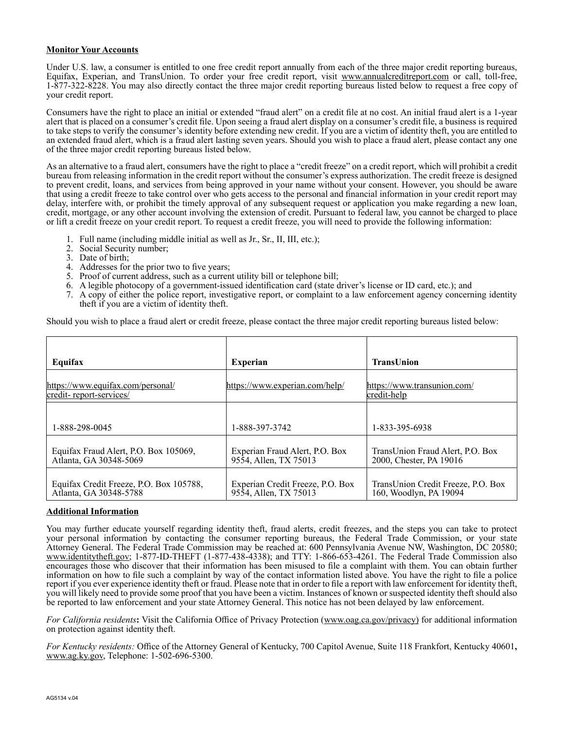**Monitor Your Accounts**

Under U.S. law, a consumer is entitled to one free credit report annually from each of the three major credit reporting bureaus, Equifax, Experian, and TransUnion. To order your free credit report, visit www.annualcreditreport.com or call, toll-free, 1-877-322-8228. You may also directly contact the three major credit reporting bureaus listed below to request a free copy of your credit report.

Consumers have the right to place an initial or extended "fraud alert" on a credit file at no cost. An initial fraud alert is a 1-year alert that is placed on a consumer's credit file. Upon seeing a fraud alert display on a consumer's credit file, a business is required to take steps to verify the consumer's identity before extending new credit. If you are a victim of identity theft, you are entitled to an extended fraud alert, which is a fraud alert lasting seven years. Should you wish to place a fraud alert, please contact any one of the three major credit reporting bureaus listed below.

As an alternative to a fraud alert, consumers have the right to place a "credit freeze" on a credit report, which will prohibit a credit bureau from releasing information in the credit report without the consumer's express authorization. The credit freeze is designed to prevent credit, loans, and services from being approved in your name without your consent. However, you should be aware that using a credit freeze to take control over who gets access to the personal and financial information in your credit report may delay, interfere with, or prohibit the timely approval of any subsequent request or application you make regarding a new loan, credit, mortgage, or any other account involving the extension of credit. Pursuant to federal law, you cannot be charged to place or lift a credit freeze on your credit report. To request a credit freeze, you will need to provide the following information:

1. Full name (including middle initial as well as Jr., Sr., II, III, etc.);
2. Social Security number;
3. Date of birth;
4. Addresses for the prior two to five years;
5. Proof of current address, such as a current utility bill or telephone bill;
6. A legible photocopy of a government-issued identification card (state driver's license or ID card, etc.); and
7. A copy of either the police report, investigative report, or complaint to a law enforcement agency concerning identity theft if you are a victim of identity theft.

Should you wish to place a fraud alert or credit freeze, please contact the three major credit reporting bureaus listed below:

| **Equifax** | **Experian** | **TransUnion** |
|---|---|---|
| https://www.equifax.com/personal/credit- report-services/ | https://www.experian.com/help/ | https://www.transunion.com/credit-help |
| 1-888-298-0045 | 1-888-397-3742 | 1-833-395-6938 |
| Equifax Fraud Alert, P.O. Box 105069, Atlanta, GA 30348-5069 | Experian Fraud Alert, P.O. Box 9554, Allen, TX 75013 | TransUnion Fraud Alert, P.O. Box 2000, Chester, PA 19016 |
| Equifax Credit Freeze, P.O. Box 105788, Atlanta, GA 30348-5788 | Experian Credit Freeze, P.O. Box 9554, Allen, TX 75013 | TransUnion Credit Freeze, P.O. Box 160, Woodlyn, PA 19094 |

**Additional Information**

You may further educate yourself regarding identity theft, fraud alerts, credit freezes, and the steps you can take to protect your personal information by contacting the consumer reporting bureaus, the Federal Trade Commission, or your state Attorney General. The Federal Trade Commission may be reached at: 600 Pennsylvania Avenue NW, Washington, DC 20580; www.identitytheft.gov; 1-877-ID-THEFT (1-877-438-4338); and TTY: 1-866-653-4261. The Federal Trade Commission also encourages those who discover that their information has been misused to file a complaint with them. You can obtain further information on how to file such a complaint by way of the contact information listed above. You have the right to file a police report if you ever experience identity theft or fraud. Please note that in order to file a report with law enforcement for identity theft, you will likely need to provide some proof that you have been a victim. Instances of known or suspected identity theft should also be reported to law enforcement and your state Attorney General. This notice has not been delayed by law enforcement.

*For California residents***:** Visit the California Office of Privacy Protection (www.oag.ca.gov/privacy) for additional information on protection against identity theft.

*For Kentucky residents:* Office of the Attorney General of Kentucky, 700 Capitol Avenue, Suite 118 Frankfort, Kentucky 40601**,** www.ag.ky.gov, Telephone: 1-502-696-5300.

AG5134 v.04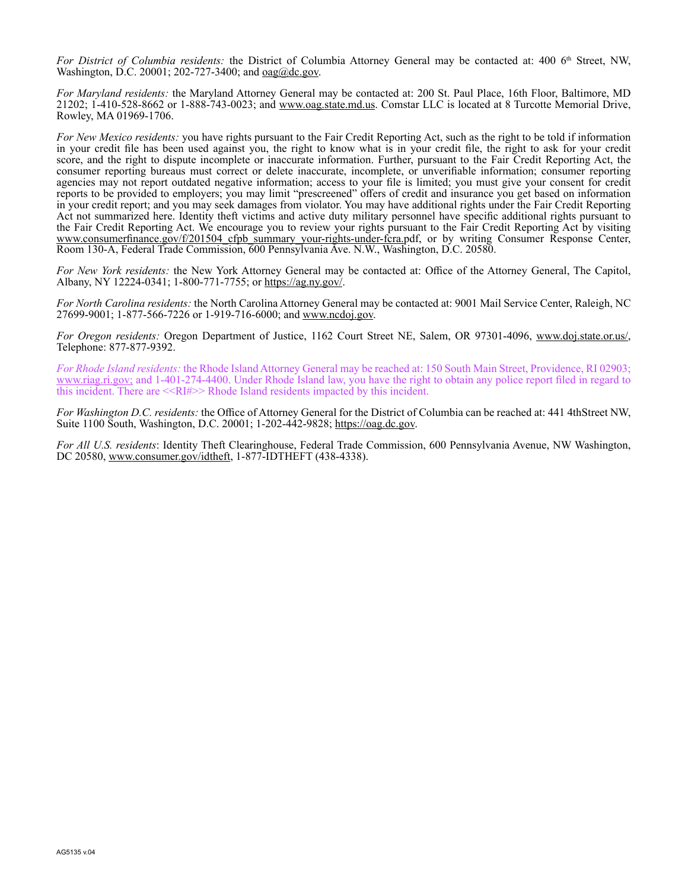*For District of Columbia residents:* the District of Columbia Attorney General may be contacted at: 400 6th Street, NW, Washington, D.C. 20001; 202-727-3400; and oag@dc.gov.

*For Maryland residents:* the Maryland Attorney General may be contacted at: 200 St. Paul Place, 16th Floor, Baltimore, MD 21202; 1-410-528-8662 or 1-888-743-0023; and www.oag.state.md.us. Comstar LLC is located at 8 Turcotte Memorial Drive, Rowley, MA 01969-1706.

*For New Mexico residents:* you have rights pursuant to the Fair Credit Reporting Act, such as the right to be told if information in your credit file has been used against you, the right to know what is in your credit file, the right to ask for your credit score, and the right to dispute incomplete or inaccurate information. Further, pursuant to the Fair Credit Reporting Act, the consumer reporting bureaus must correct or delete inaccurate, incomplete, or unverifiable information; consumer reporting agencies may not report outdated negative information; access to your file is limited; you must give your consent for credit reports to be provided to employers; you may limit "prescreened" offers of credit and insurance you get based on information in your credit report; and you may seek damages from violator. You may have additional rights under the Fair Credit Reporting Act not summarized here. Identity theft victims and active duty military personnel have specific additional rights pursuant to the Fair Credit Reporting Act. We encourage you to review your rights pursuant to the Fair Credit Reporting Act by visiting www.consumerfinance.gov/f/201504_cfpb_summary_your-rights-under-fcra.pdf, or by writing Consumer Response Center, Room 130-A, Federal Trade Commission, 600 Pennsylvania Ave. N.W., Washington, D.C. 20580.

*For New York residents:* the New York Attorney General may be contacted at: Office of the Attorney General, The Capitol, Albany, NY 12224-0341; 1-800-771-7755; or https://ag.ny.gov/.

*For North Carolina residents:* the North Carolina Attorney General may be contacted at: 9001 Mail Service Center, Raleigh, NC 27699-9001; 1-877-566-7226 or 1-919-716-6000; and www.ncdoj.gov.

*For Oregon residents:* Oregon Department of Justice, 1162 Court Street NE, Salem, OR 97301-4096, www.doj.state.or.us/, Telephone: 877-877-9392.

*For Rhode Island residents:* the Rhode Island Attorney General may be reached at: 150 South Main Street, Providence, RI 02903; www.riag.ri.gov; and 1-401-274-4400. Under Rhode Island law, you have the right to obtain any police report filed in regard to this incident. There are <<RI#>> Rhode Island residents impacted by this incident.

*For Washington D.C. residents:* the Office of Attorney General for the District of Columbia can be reached at: 441 4thStreet NW, Suite 1100 South, Washington, D.C. 20001; 1-202-442-9828; https://oag.dc.gov.

*For All U.S. residents*: Identity Theft Clearinghouse, Federal Trade Commission, 600 Pennsylvania Avenue, NW Washington, DC 20580, www.consumer.gov/idtheft, 1-877-IDTHEFT (438-4338).

AG5135 v.04